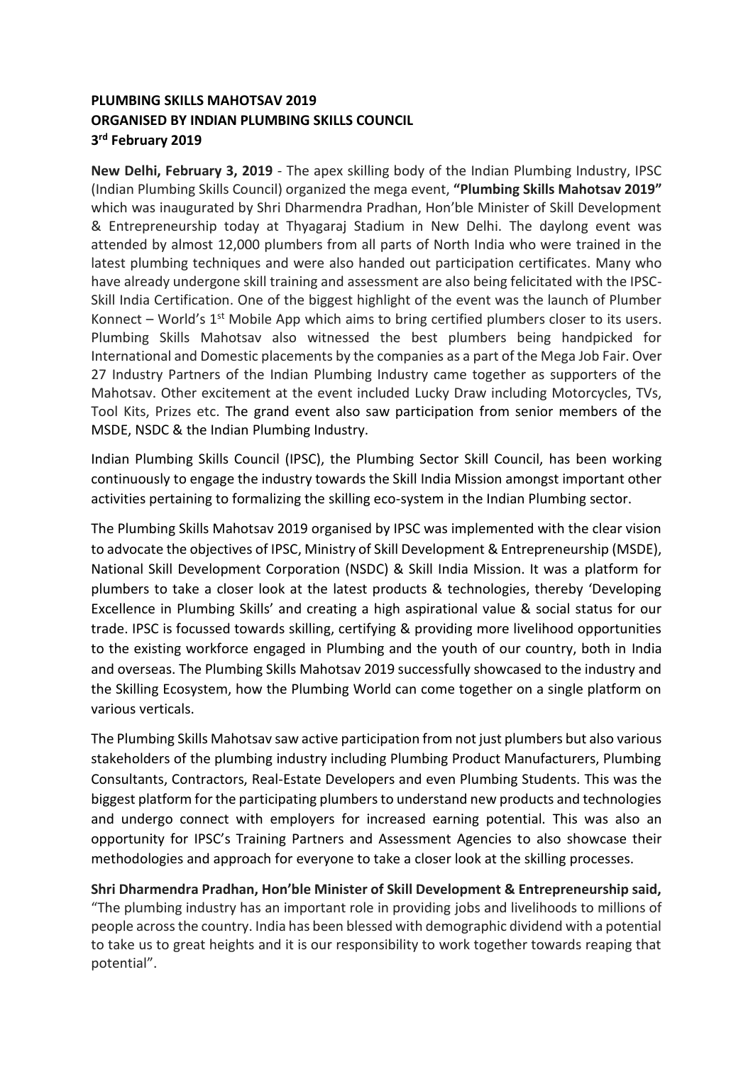**PLUMBING SKILLS MAHOTSAV 2019**
**ORGANISED BY INDIAN PLUMBING SKILLS COUNCIL**
**3rd February 2019**

**New Delhi, February 3, 2019** - The apex skilling body of the Indian Plumbing Industry, IPSC (Indian Plumbing Skills Council) organized the mega event, **"Plumbing Skills Mahotsav 2019"** which was inaugurated by Shri Dharmendra Pradhan, Hon'ble Minister of Skill Development & Entrepreneurship today at Thyagaraj Stadium in New Delhi. The daylong event was attended by almost 12,000 plumbers from all parts of North India who were trained in the latest plumbing techniques and were also handed out participation certificates. Many who have already undergone skill training and assessment are also being felicitated with the IPSC-Skill India Certification. One of the biggest highlight of the event was the launch of Plumber Konnect – World's 1st Mobile App which aims to bring certified plumbers closer to its users. Plumbing Skills Mahotsav also witnessed the best plumbers being handpicked for International and Domestic placements by the companies as a part of the Mega Job Fair. Over 27 Industry Partners of the Indian Plumbing Industry came together as supporters of the Mahotsav. Other excitement at the event included Lucky Draw including Motorcycles, TVs, Tool Kits, Prizes etc. The grand event also saw participation from senior members of the MSDE, NSDC & the Indian Plumbing Industry.

Indian Plumbing Skills Council (IPSC), the Plumbing Sector Skill Council, has been working continuously to engage the industry towards the Skill India Mission amongst important other activities pertaining to formalizing the skilling eco-system in the Indian Plumbing sector.

The Plumbing Skills Mahotsav 2019 organised by IPSC was implemented with the clear vision to advocate the objectives of IPSC, Ministry of Skill Development & Entrepreneurship (MSDE), National Skill Development Corporation (NSDC) & Skill India Mission. It was a platform for plumbers to take a closer look at the latest products & technologies, thereby 'Developing Excellence in Plumbing Skills' and creating a high aspirational value & social status for our trade. IPSC is focussed towards skilling, certifying & providing more livelihood opportunities to the existing workforce engaged in Plumbing and the youth of our country, both in India and overseas. The Plumbing Skills Mahotsav 2019 successfully showcased to the industry and the Skilling Ecosystem, how the Plumbing World can come together on a single platform on various verticals.

The Plumbing Skills Mahotsav saw active participation from not just plumbers but also various stakeholders of the plumbing industry including Plumbing Product Manufacturers, Plumbing Consultants, Contractors, Real-Estate Developers and even Plumbing Students. This was the biggest platform for the participating plumbers to understand new products and technologies and undergo connect with employers for increased earning potential. This was also an opportunity for IPSC's Training Partners and Assessment Agencies to also showcase their methodologies and approach for everyone to take a closer look at the skilling processes.

**Shri Dharmendra Pradhan, Hon'ble Minister of Skill Development & Entrepreneurship said,** "The plumbing industry has an important role in providing jobs and livelihoods to millions of people across the country. India has been blessed with demographic dividend with a potential to take us to great heights and it is our responsibility to work together towards reaping that potential".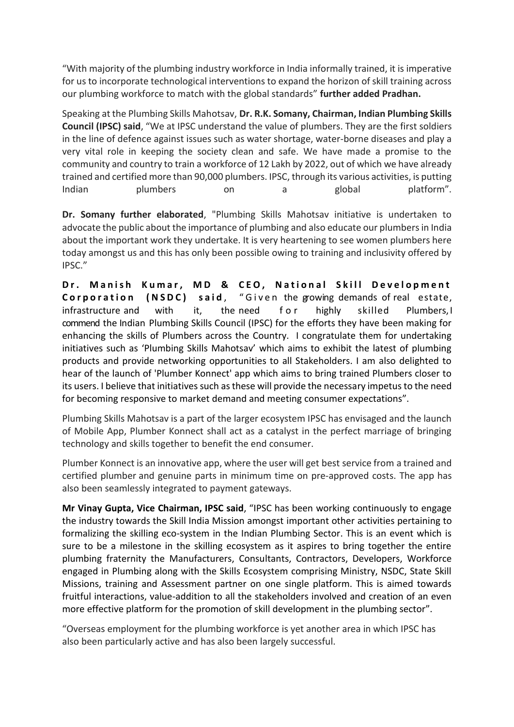"With majority of the plumbing industry workforce in India informally trained, it is imperative for us to incorporate technological interventions to expand the horizon of skill training across our plumbing workforce to match with the global standards" **further added Pradhan.**

Speaking at the Plumbing Skills Mahotsav, **Dr. R.K. Somany, Chairman, Indian Plumbing Skills Council (IPSC) said**, "We at IPSC understand the value of plumbers. They are the first soldiers in the line of defence against issues such as water shortage, water-borne diseases and play a very vital role in keeping the society clean and safe. We have made a promise to the community and country to train a workforce of 12 Lakh by 2022, out of which we have already trained and certified more than 90,000 plumbers. IPSC, through its various activities, is putting Indian plumbers on a global platform".

**Dr. Somany further elaborated**, "Plumbing Skills Mahotsav initiative is undertaken to advocate the public about the importance of plumbing and also educate our plumbers in India about the important work they undertake. It is very heartening to see women plumbers here today amongst us and this has only been possible owing to training and inclusivity offered by IPSC."

**Dr. Manish Kumar, MD & CEO, National Skill Development Corporation (NSDC) said**, "Given the growing demands of real estate, infrastructure and with it, the need for highly skilled Plumbers, I commend the Indian Plumbing Skills Council (IPSC) for the efforts they have been making for enhancing the skills of Plumbers across the Country. I congratulate them for undertaking initiatives such as 'Plumbing Skills Mahotsav' which aims to exhibit the latest of plumbing products and provide networking opportunities to all Stakeholders. I am also delighted to hear of the launch of 'Plumber Konnect' app which aims to bring trained Plumbers closer to its users. I believe that initiatives such as these will provide the necessary impetus to the need for becoming responsive to market demand and meeting consumer expectations".

Plumbing Skills Mahotsav is a part of the larger ecosystem IPSC has envisaged and the launch of Mobile App, Plumber Konnect shall act as a catalyst in the perfect marriage of bringing technology and skills together to benefit the end consumer.

Plumber Konnect is an innovative app, where the user will get best service from a trained and certified plumber and genuine parts in minimum time on pre-approved costs. The app has also been seamlessly integrated to payment gateways.

**Mr Vinay Gupta, Vice Chairman, IPSC said**, "IPSC has been working continuously to engage the industry towards the Skill India Mission amongst important other activities pertaining to formalizing the skilling eco-system in the Indian Plumbing Sector. This is an event which is sure to be a milestone in the skilling ecosystem as it aspires to bring together the entire plumbing fraternity the Manufacturers, Consultants, Contractors, Developers, Workforce engaged in Plumbing along with the Skills Ecosystem comprising Ministry, NSDC, State Skill Missions, training and Assessment partner on one single platform. This is aimed towards fruitful interactions, value-addition to all the stakeholders involved and creation of an even more effective platform for the promotion of skill development in the plumbing sector".

"Overseas employment for the plumbing workforce is yet another area in which IPSC has also been particularly active and has also been largely successful.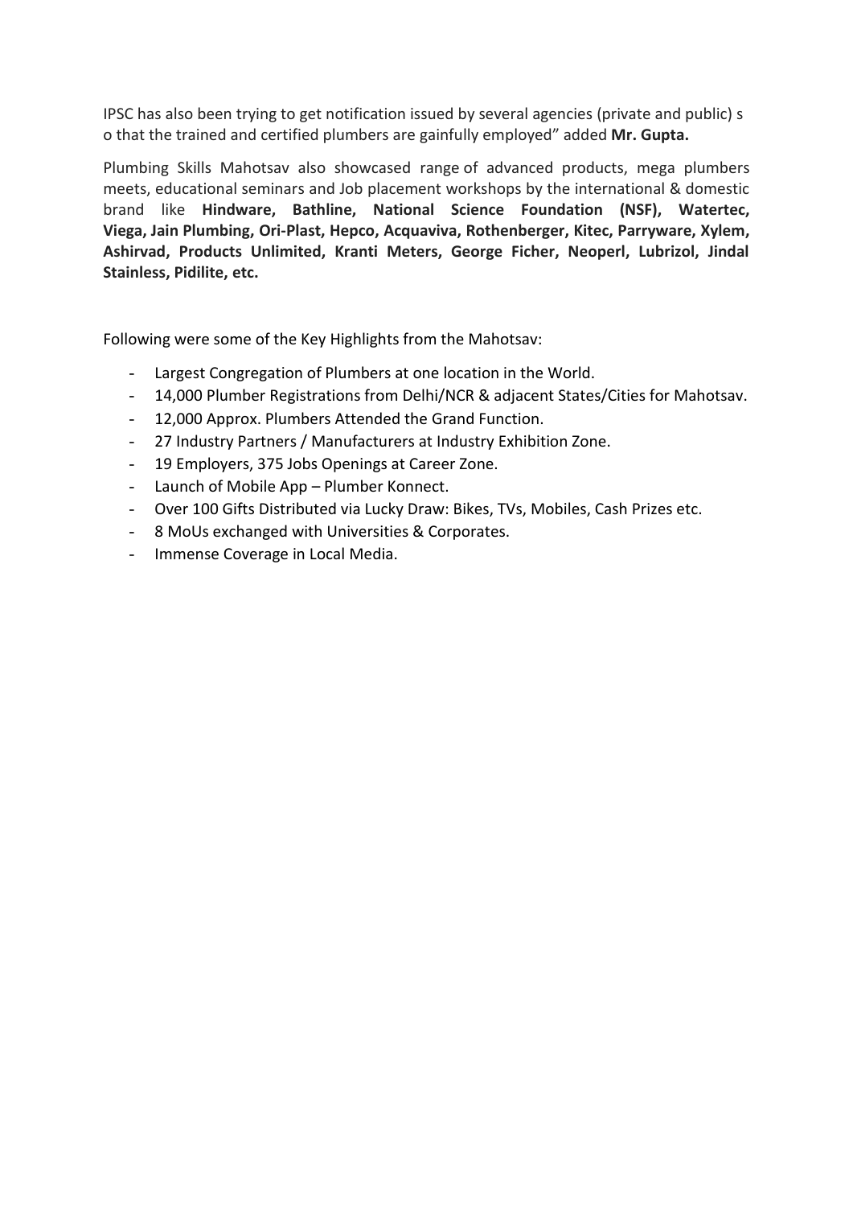IPSC has also been trying to get notification issued by several agencies (private and public) s o that the trained and certified plumbers are gainfully employed" added **Mr. Gupta.**

Plumbing Skills Mahotsav also showcased range of advanced products, mega plumbers meets, educational seminars and Job placement workshops by the international & domestic brand like **Hindware, Bathline, National Science Foundation (NSF), Watertec, Viega, Jain Plumbing, Ori-Plast, Hepco, Acquaviva, Rothenberger, Kitec, Parryware, Xylem, Ashirvad, Products Unlimited, Kranti Meters, George Ficher, Neoperl, Lubrizol, Jindal Stainless, Pidilite, etc.**

Following were some of the Key Highlights from the Mahotsav:

- Largest Congregation of Plumbers at one location in the World.
- 14,000 Plumber Registrations from Delhi/NCR & adjacent States/Cities for Mahotsav.
- 12,000 Approx. Plumbers Attended the Grand Function.
- 27 Industry Partners / Manufacturers at Industry Exhibition Zone.
- 19 Employers, 375 Jobs Openings at Career Zone.
- Launch of Mobile App – Plumber Konnect.
- Over 100 Gifts Distributed via Lucky Draw: Bikes, TVs, Mobiles, Cash Prizes etc.
- 8 MoUs exchanged with Universities & Corporates.
- Immense Coverage in Local Media.